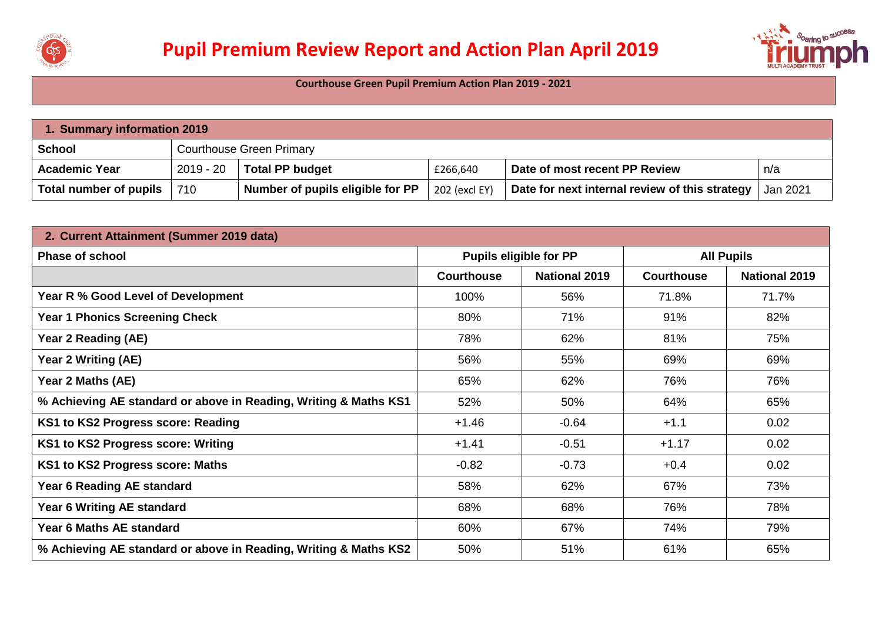# Pupil Premium Review Report and Action Plan April 2019

**Courthouse Green Pupil Premium Action Plan 2019 - 2021**

| **1. Summary information 2019** | | | | | |
|---|---|---|---|---|---|
| **School** | Courthouse Green Primary | | | | |
| **Academic Year** | 2019 - 20 | **Total PP budget** | £266,640 | **Date of most recent PP Review** | n/a |
| **Total number of pupils** | 710 | **Number of pupils eligible for PP** | 202 (excl EY) | **Date for next internal review of this strategy** | Jan 2021 |

| **2. Current Attainment (Summer 2019 data)** | | | | |
|---|---|---|---|---|
| **Phase of school** | **Pupils eligible for PP** | | **All Pupils** | |
| | **Courthouse** | **National 2019** | **Courthouse** | **National 2019** |
| **Year R % Good Level of Development** | 100% | 56% | 71.8% | 71.7% |
| **Year 1 Phonics Screening Check** | 80% | 71% | 91% | 82% |
| **Year 2 Reading (AE)** | 78% | 62% | 81% | 75% |
| **Year 2 Writing (AE)** | 56% | 55% | 69% | 69% |
| **Year 2 Maths (AE)** | 65% | 62% | 76% | 76% |
| **% Achieving AE standard or above in Reading, Writing & Maths KS1** | 52% | 50% | 64% | 65% |
| **KS1 to KS2 Progress score: Reading** | +1.46 | -0.64 | +1.1 | 0.02 |
| **KS1 to KS2 Progress score: Writing** | +1.41 | -0.51 | +1.17 | 0.02 |
| **KS1 to KS2 Progress score: Maths** | -0.82 | -0.73 | +0.4 | 0.02 |
| **Year 6 Reading AE standard** | 58% | 62% | 67% | 73% |
| **Year 6 Writing AE standard** | 68% | 68% | 76% | 78% |
| **Year 6 Maths AE standard** | 60% | 67% | 74% | 79% |
| **% Achieving AE standard or above in Reading, Writing & Maths KS2** | 50% | 51% | 61% | 65% |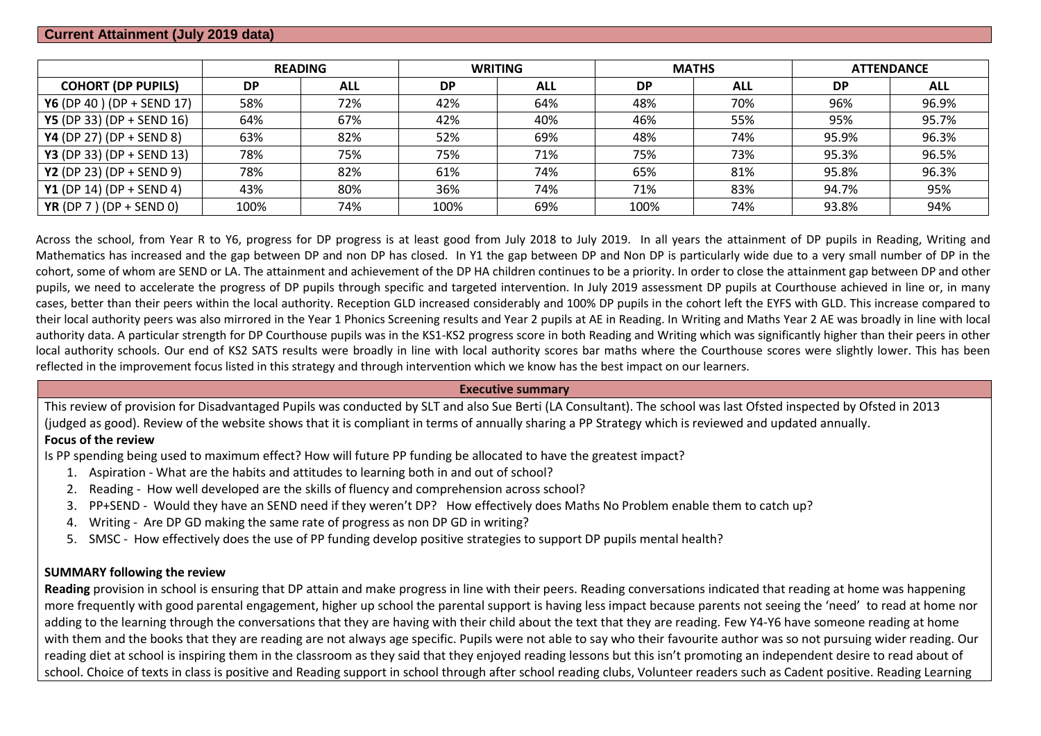## Current Attainment (July 2019 data)

| | READING | | WRITING | | MATHS | | ATTENDANCE | |
|---|---|---|---|---|---|---|---|---|
| **COHORT (DP PUPILS)** | **DP** | **ALL** | **DP** | **ALL** | **DP** | **ALL** | **DP** | **ALL** |
| **Y6** (DP 40 ) (DP + SEND 17) | 58% | 72% | 42% | 64% | 48% | 70% | 96% | 96.9% |
| **Y5** (DP 33) (DP + SEND 16) | 64% | 67% | 42% | 40% | 46% | 55% | 95% | 95.7% |
| **Y4** (DP 27) (DP + SEND 8) | 63% | 82% | 52% | 69% | 48% | 74% | 95.9% | 96.3% |
| **Y3** (DP 33) (DP + SEND 13) | 78% | 75% | 75% | 71% | 75% | 73% | 95.3% | 96.5% |
| **Y2** (DP 23) (DP + SEND 9) | 78% | 82% | 61% | 74% | 65% | 81% | 95.8% | 96.3% |
| **Y1** (DP 14) (DP + SEND 4) | 43% | 80% | 36% | 74% | 71% | 83% | 94.7% | 95% |
| **YR** (DP 7 ) (DP + SEND 0) | 100% | 74% | 100% | 69% | 100% | 74% | 93.8% | 94% |

Across the school, from Year R to Y6, progress for DP progress is at least good from July 2018 to July 2019. In all years the attainment of DP pupils in Reading, Writing and Mathematics has increased and the gap between DP and non DP has closed. In Y1 the gap between DP and Non DP is particularly wide due to a very small number of DP in the cohort, some of whom are SEND or LA. The attainment and achievement of the DP HA children continues to be a priority. In order to close the attainment gap between DP and other pupils, we need to accelerate the progress of DP pupils through specific and targeted intervention. In July 2019 assessment DP pupils at Courthouse achieved in line or, in many cases, better than their peers within the local authority. Reception GLD increased considerably and 100% DP pupils in the cohort left the EYFS with GLD. This increase compared to their local authority peers was also mirrored in the Year 1 Phonics Screening results and Year 2 pupils at AE in Reading. In Writing and Maths Year 2 AE was broadly in line with local authority data. A particular strength for DP Courthouse pupils was in the KS1-KS2 progress score in both Reading and Writing which was significantly higher than their peers in other local authority schools. Our end of KS2 SATS results were broadly in line with local authority scores bar maths where the Courthouse scores were slightly lower. This has been reflected in the improvement focus listed in this strategy and through intervention which we know has the best impact on our learners.

## Executive summary

This review of provision for Disadvantaged Pupils was conducted by SLT and also Sue Berti (LA Consultant). The school was last Ofsted inspected by Ofsted in 2013 (judged as good). Review of the website shows that it is compliant in terms of annually sharing a PP Strategy which is reviewed and updated annually.

**Focus of the review**

Is PP spending being used to maximum effect? How will future PP funding be allocated to have the greatest impact?

1. Aspiration - What are the habits and attitudes to learning both in and out of school?
2. Reading - How well developed are the skills of fluency and comprehension across school?
3. PP+SEND - Would they have an SEND need if they weren't DP? How effectively does Maths No Problem enable them to catch up?
4. Writing - Are DP GD making the same rate of progress as non DP GD in writing?
5. SMSC - How effectively does the use of PP funding develop positive strategies to support DP pupils mental health?

**SUMMARY following the review**

**Reading** provision in school is ensuring that DP attain and make progress in line with their peers. Reading conversations indicated that reading at home was happening more frequently with good parental engagement, higher up school the parental support is having less impact because parents not seeing the 'need' to read at home nor adding to the learning through the conversations that they are having with their child about the text that they are reading. Few Y4-Y6 have someone reading at home with them and the books that they are reading are not always age specific. Pupils were not able to say who their favourite author was so not pursuing wider reading. Our reading diet at school is inspiring them in the classroom as they said that they enjoyed reading lessons but this isn't promoting an independent desire to read about of school. Choice of texts in class is positive and Reading support in school through after school reading clubs, Volunteer readers such as Cadent positive. Reading Learning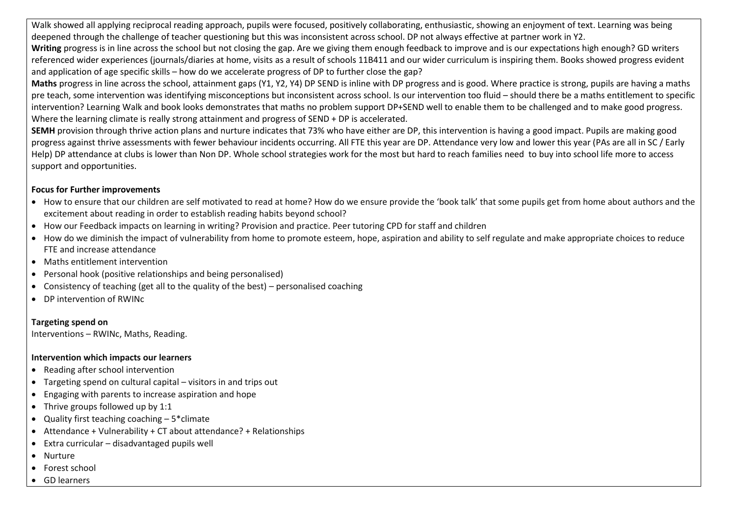Walk showed all applying reciprocal reading approach, pupils were focused, positively collaborating, enthusiastic, showing an enjoyment of text. Learning was being deepened through the challenge of teacher questioning but this was inconsistent across school. DP not always effective at partner work in Y2.

**Writing** progress is in line across the school but not closing the gap. Are we giving them enough feedback to improve and is our expectations high enough? GD writers referenced wider experiences (journals/diaries at home, visits as a result of schools 11B411 and our wider curriculum is inspiring them. Books showed progress evident and application of age specific skills – how do we accelerate progress of DP to further close the gap?

**Maths** progress in line across the school, attainment gaps (Y1, Y2, Y4) DP SEND is inline with DP progress and is good. Where practice is strong, pupils are having a maths pre teach, some intervention was identifying misconceptions but inconsistent across school. Is our intervention too fluid – should there be a maths entitlement to specific intervention? Learning Walk and book looks demonstrates that maths no problem support DP+SEND well to enable them to be challenged and to make good progress. Where the learning climate is really strong attainment and progress of SEND + DP is accelerated.

**SEMH** provision through thrive action plans and nurture indicates that 73% who have either are DP, this intervention is having a good impact. Pupils are making good progress against thrive assessments with fewer behaviour incidents occurring. All FTE this year are DP. Attendance very low and lower this year (PAs are all in SC / Early Help) DP attendance at clubs is lower than Non DP. Whole school strategies work for the most but hard to reach families need to buy into school life more to access support and opportunities.

**Focus for Further improvements**

- How to ensure that our children are self motivated to read at home? How do we ensure provide the 'book talk' that some pupils get from home about authors and the excitement about reading in order to establish reading habits beyond school?
- How our Feedback impacts on learning in writing? Provision and practice. Peer tutoring CPD for staff and children
- How do we diminish the impact of vulnerability from home to promote esteem, hope, aspiration and ability to self regulate and make appropriate choices to reduce FTE and increase attendance
- Maths entitlement intervention
- Personal hook (positive relationships and being personalised)
- Consistency of teaching (get all to the quality of the best) – personalised coaching
- DP intervention of RWINc

**Targeting spend on**

Interventions – RWINc, Maths, Reading.

**Intervention which impacts our learners**

- Reading after school intervention
- Targeting spend on cultural capital – visitors in and trips out
- Engaging with parents to increase aspiration and hope
- Thrive groups followed up by 1:1
- Quality first teaching coaching – 5*climate
- Attendance + Vulnerability + CT about attendance? + Relationships
- Extra curricular – disadvantaged pupils well
- Nurture
- Forest school
- GD learners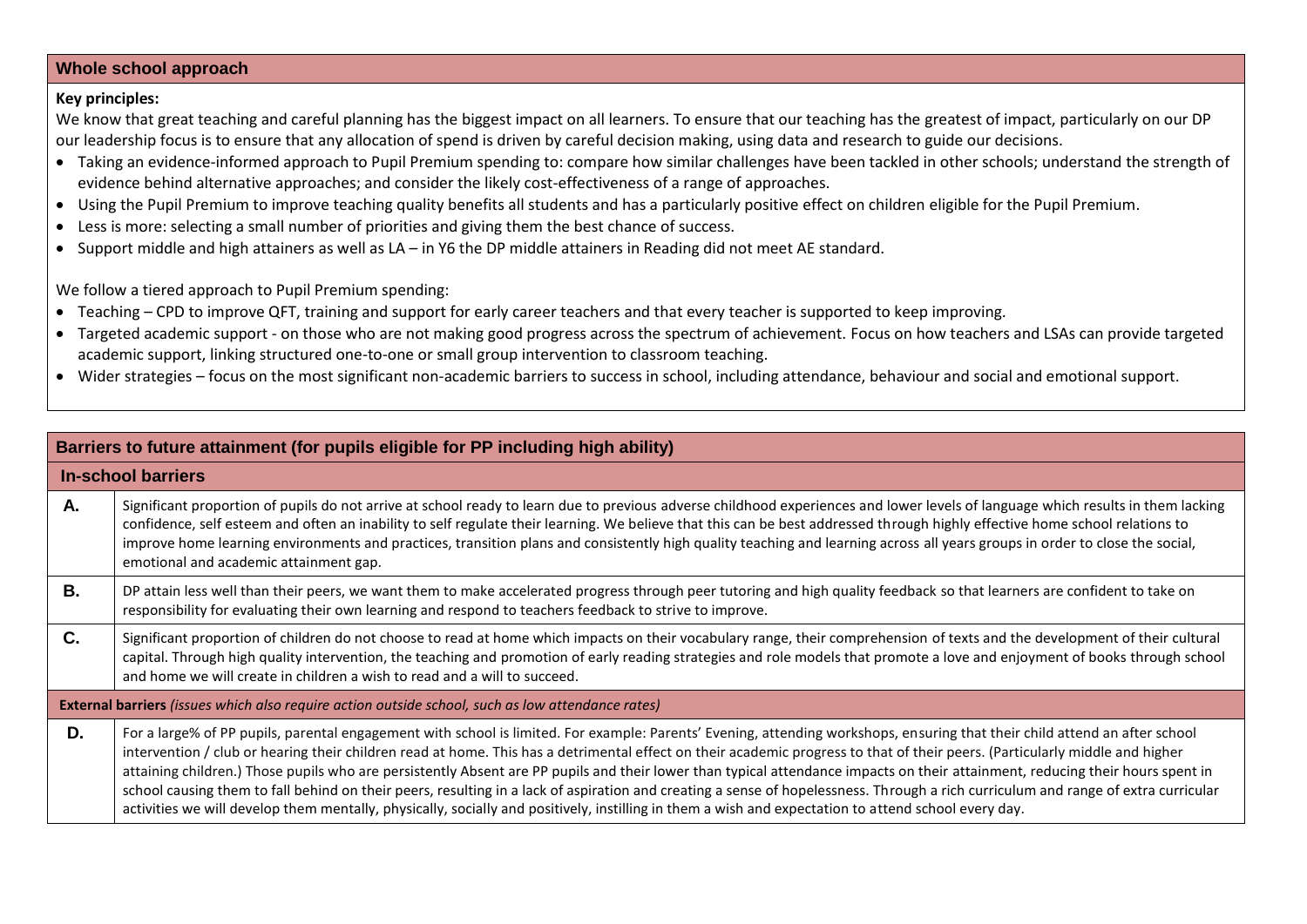## Whole school approach

**Key principles:**

We know that great teaching and careful planning has the biggest impact on all learners. To ensure that our teaching has the greatest of impact, particularly on our DP our leadership focus is to ensure that any allocation of spend is driven by careful decision making, using data and research to guide our decisions.

- Taking an evidence-informed approach to Pupil Premium spending to: compare how similar challenges have been tackled in other schools; understand the strength of evidence behind alternative approaches; and consider the likely cost-effectiveness of a range of approaches.
- Using the Pupil Premium to improve teaching quality benefits all students and has a particularly positive effect on children eligible for the Pupil Premium.
- Less is more: selecting a small number of priorities and giving them the best chance of success.
- Support middle and high attainers as well as LA – in Y6 the DP middle attainers in Reading did not meet AE standard.

We follow a tiered approach to Pupil Premium spending:

- Teaching – CPD to improve QFT, training and support for early career teachers and that every teacher is supported to keep improving.
- Targeted academic support - on those who are not making good progress across the spectrum of achievement. Focus on how teachers and LSAs can provide targeted academic support, linking structured one-to-one or small group intervention to classroom teaching.
- Wider strategies – focus on the most significant non-academic barriers to success in school, including attendance, behaviour and social and emotional support.

## Barriers to future attainment (for pupils eligible for PP including high ability)

| **In-school barriers** | |
|---|---|
| **A.** | Significant proportion of pupils do not arrive at school ready to learn due to previous adverse childhood experiences and lower levels of language which results in them lacking confidence, self esteem and often an inability to self regulate their learning. We believe that this can be best addressed through highly effective home school relations to improve home learning environments and practices, transition plans and consistently high quality teaching and learning across all years groups in order to close the social, emotional and academic attainment gap. |
| **B.** | DP attain less well than their peers, we want them to make accelerated progress through peer tutoring and high quality feedback so that learners are confident to take on responsibility for evaluating their own learning and respond to teachers feedback to strive to improve. |
| **C.** | Significant proportion of children do not choose to read at home which impacts on their vocabulary range, their comprehension of texts and the development of their cultural capital. Through high quality intervention, the teaching and promotion of early reading strategies and role models that promote a love and enjoyment of books through school and home we will create in children a wish to read and a will to succeed. |
| **External barriers** *(issues which also require action outside school, such as low attendance rates)* | |
| **D.** | For a large% of PP pupils, parental engagement with school is limited. For example: Parents' Evening, attending workshops, ensuring that their child attend an after school intervention / club or hearing their children read at home. This has a detrimental effect on their academic progress to that of their peers. (Particularly middle and higher attaining children.) Those pupils who are persistently Absent are PP pupils and their lower than typical attendance impacts on their attainment, reducing their hours spent in school causing them to fall behind on their peers, resulting in a lack of aspiration and creating a sense of hopelessness. Through a rich curriculum and range of extra curricular activities we will develop them mentally, physically, socially and positively, instilling in them a wish and expectation to attend school every day. |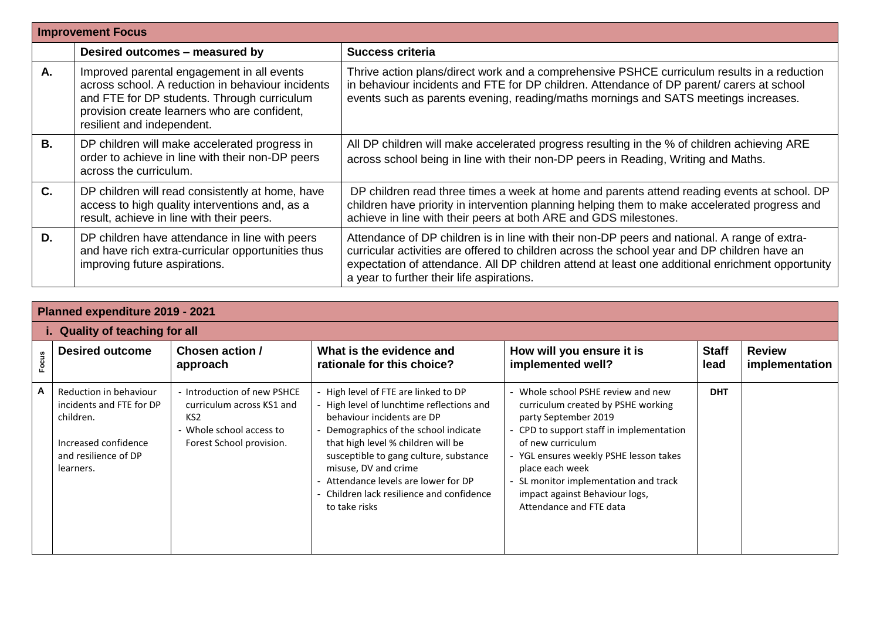## Improvement Focus

| | Desired outcomes – measured by | Success criteria |
|---|---|---|
| **A.** | Improved parental engagement in all events across school. A reduction in behaviour incidents and FTE for DP students. Through curriculum provision create learners who are confident, resilient and independent. | Thrive action plans/direct work and a comprehensive PSHCE curriculum results in a reduction in behaviour incidents and FTE for DP children. Attendance of DP parent/ carers at school events such as parents evening, reading/maths mornings and SATS meetings increases. |
| **B.** | DP children will make accelerated progress in order to achieve in line with their non-DP peers across the curriculum. | All DP children will make accelerated progress resulting in the % of children achieving ARE across school being in line with their non-DP peers in Reading, Writing and Maths. |
| **C.** | DP children will read consistently at home, have access to high quality interventions and, as a result, achieve in line with their peers. | DP children read three times a week at home and parents attend reading events at school. DP children have priority in intervention planning helping them to make accelerated progress and achieve in line with their peers at both ARE and GDS milestones. |
| **D.** | DP children have attendance in line with peers and have rich extra-curricular opportunities thus improving future aspirations. | Attendance of DP children is in line with their non-DP peers and national. A range of extra-curricular activities are offered to children across the school year and DP children have an expectation of attendance. All DP children attend at least one additional enrichment opportunity a year to further their life aspirations. |

## Planned expenditure 2019 - 2021

### i. Quality of teaching for all

| Focus | Desired outcome | Chosen action / approach | What is the evidence and rationale for this choice? | How will you ensure it is implemented well? | Staff lead | Review implementation |
|---|---|---|---|---|---|---|
| A | Reduction in behaviour incidents and FTE for DP children.<br><br>Increased confidence and resilience of DP learners. | - Introduction of new PSHCE curriculum across KS1 and KS2<br>- Whole school access to Forest School provision. | - High level of FTE are linked to DP<br>- High level of lunchtime reflections and behaviour incidents are DP<br>- Demographics of the school indicate that high level % children will be susceptible to gang culture, substance misuse, DV and crime<br>- Attendance levels are lower for DP<br>- Children lack resilience and confidence to take risks | - Whole school PSHE review and new curriculum created by PSHE working party September 2019<br>- CPD to support staff in implementation of new curriculum<br>- YGL ensures weekly PSHE lesson takes place each week<br>- SL monitor implementation and track impact against Behaviour logs, Attendance and FTE data | **DHT** | |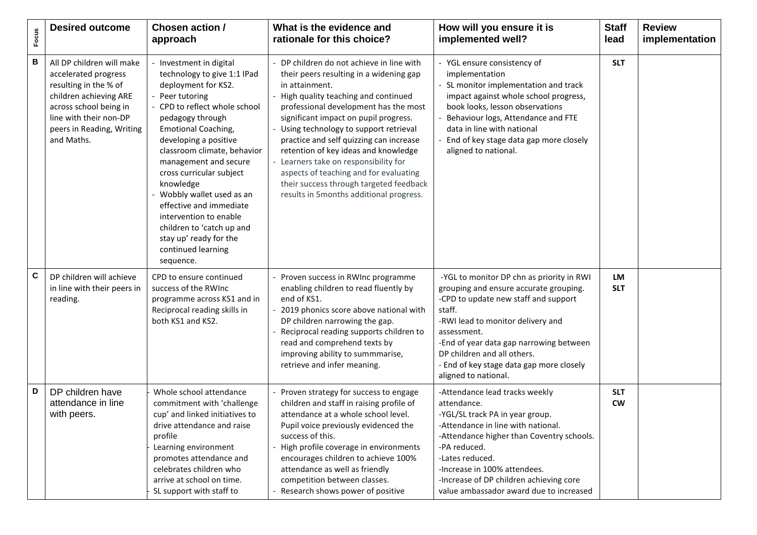| Focus | Desired outcome | Chosen action / approach | What is the evidence and rationale for this choice? | How will you ensure it is implemented well? | Staff lead | Review implementation |
|---|---|---|---|---|---|---|
| B | All DP children will make accelerated progress resulting in the % of children achieving ARE across school being in line with their non-DP peers in Reading, Writing and Maths. | - Investment in digital technology to give 1:1 IPad deployment for KS2.<br>- Peer tutoring<br>- CPD to reflect whole school pedagogy through Emotional Coaching, developing a positive classroom climate, behavior management and secure cross curricular subject knowledge<br>- Wobbly wallet used as an effective and immediate intervention to enable children to 'catch up and stay up' ready for the continued learning sequence. | - DP children do not achieve in line with their peers resulting in a widening gap in attainment.<br>- High quality teaching and continued professional development has the most significant impact on pupil progress.<br>- Using technology to support retrieval practice and self quizzing can increase retention of key ideas and knowledge<br>- Learners take on responsibility for aspects of teaching and for evaluating their success through targeted feedback results in 5months additional progress. | - YGL ensure consistency of implementation<br>- SL monitor implementation and track impact against whole school progress, book looks, lesson observations<br>- Behaviour logs, Attendance and FTE data in line with national<br>- End of key stage data gap more closely aligned to national. | SLT | |
| C | DP children will achieve in line with their peers in reading. | CPD to ensure continued success of the RWInc programme across KS1 and in Reciprocal reading skills in both KS1 and KS2. | - Proven success in RWInc programme enabling children to read fluently by end of KS1.<br>- 2019 phonics score above national with DP children narrowing the gap.<br>- Reciprocal reading supports children to read and comprehend texts by improving ability to summmarise, retrieve and infer meaning. | -YGL to monitor DP chn as priority in RWI grouping and ensure accurate grouping.<br>-CPD to update new staff and support staff.<br>-RWI lead to monitor delivery and assessment.<br>-End of year data gap narrowing between DP children and all others.<br>- End of key stage data gap more closely aligned to national. | LM<br>SLT | |
| D | DP children have attendance in line with peers. | - Whole school attendance commitment with 'challenge cup' and linked initiatives to drive attendance and raise profile<br>- Learning environment promotes attendance and celebrates children who arrive at school on time.<br>- SL support with staff to | - Proven strategy for success to engage children and staff in raising profile of attendance at a whole school level. Pupil voice previously evidenced the success of this.<br>- High profile coverage in environments encourages children to achieve 100% attendance as well as friendly competition between classes.<br>- Research shows power of positive | -Attendance lead tracks weekly attendance.<br>-YGL/SL track PA in year group.<br>-Attendance in line with national.<br>-Attendance higher than Coventry schools.<br>-PA reduced.<br>-Lates reduced.<br>-Increase in 100% attendees.<br>-Increase of DP children achieving core value ambassador award due to increased | SLT<br>CW | |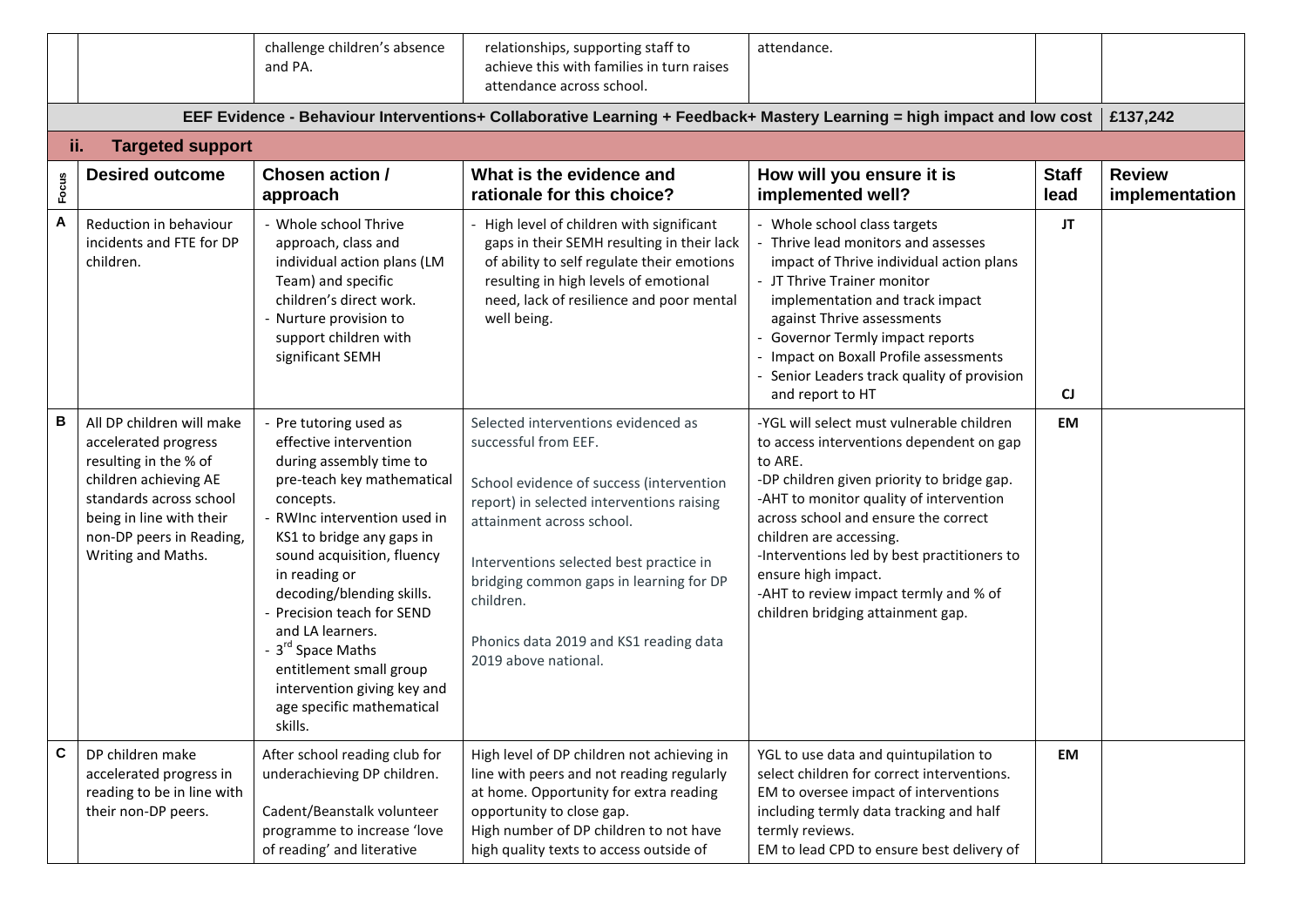| | | challenge children's absence and PA. | relationships, supporting staff to achieve this with families in turn raises attendance across school. | attendance. | | |
|---|---|---|---|---|---|---|
| | **EEF Evidence - Behaviour Interventions+ Collaborative Learning + Feedback+ Mastery Learning = high impact and low cost** | | | | | **£137,242** |

## ii. Targeted support

| Focus | Desired outcome | Chosen action / approach | What is the evidence and rationale for this choice? | How will you ensure it is implemented well? | Staff lead | Review implementation |
|---|---|---|---|---|---|---|
| A | Reduction in behaviour incidents and FTE for DP children. | - Whole school Thrive approach, class and individual action plans (LM Team) and specific children's direct work.<br>- Nurture provision to support children with significant SEMH | - High level of children with significant gaps in their SEMH resulting in their lack of ability to self regulate their emotions resulting in high levels of emotional need, lack of resilience and poor mental well being. | - Whole school class targets<br>- Thrive lead monitors and assesses impact of Thrive individual action plans<br>- JT Thrive Trainer monitor implementation and track impact against Thrive assessments<br>- Governor Termly impact reports<br>- Impact on Boxall Profile assessments<br>- Senior Leaders track quality of provision and report to HT | JT<br><br>CJ | |
| B | All DP children will make accelerated progress resulting in the % of children achieving AE standards across school being in line with their non-DP peers in Reading, Writing and Maths. | - Pre tutoring used as effective intervention during assembly time to pre-teach key mathematical concepts.<br>- RWInc intervention used in KS1 to bridge any gaps in sound acquisition, fluency in reading or decoding/blending skills.<br>- Precision teach for SEND and LA learners.<br>- 3rd Space Maths entitlement small group intervention giving key and age specific mathematical skills. | Selected interventions evidenced as successful from EEF.<br><br>School evidence of success (intervention report) in selected interventions raising attainment across school.<br><br>Interventions selected best practice in bridging common gaps in learning for DP children.<br><br>Phonics data 2019 and KS1 reading data 2019 above national. | -YGL will select must vulnerable children to access interventions dependent on gap to ARE.<br>-DP children given priority to bridge gap.<br>-AHT to monitor quality of intervention across school and ensure the correct children are accessing.<br>-Interventions led by best practitioners to ensure high impact.<br>-AHT to review impact termly and % of children bridging attainment gap. | EM | |
| C | DP children make accelerated progress in reading to be in line with their non-DP peers. | After school reading club for underachieving DP children.<br><br>Cadent/Beanstalk volunteer programme to increase 'love of reading' and literative | High level of DP children not achieving in line with peers and not reading regularly at home. Opportunity for extra reading opportunity to close gap.<br>High number of DP children to not have high quality texts to access outside of | YGL to use data and quintupilation to select children for correct interventions.<br>EM to oversee impact of interventions including termly data tracking and half termly reviews.<br>EM to lead CPD to ensure best delivery of | EM | |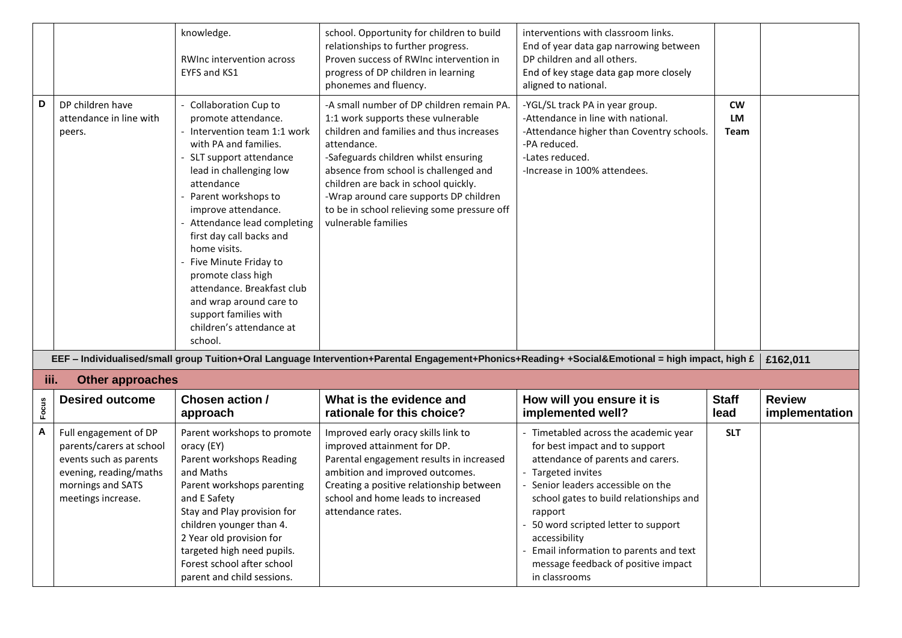| | | knowledge. RWInc intervention across EYFS and KS1 | school. Opportunity for children to build relationships to further progress. Proven success of RWInc intervention in progress of DP children in learning phonemes and fluency. | interventions with classroom links. End of year data gap narrowing between DP children and all others. End of key stage data gap more closely aligned to national. | | |
|---|---|---|---|---|---|---|
| **D** | DP children have attendance in line with peers. | - Collaboration Cup to promote attendance.<br>- Intervention team 1:1 work with PA and families.<br>- SLT support attendance lead in challenging low attendance<br>- Parent workshops to improve attendance.<br>- Attendance lead completing first day call backs and home visits.<br>- Five Minute Friday to promote class high attendance. Breakfast club and wrap around care to support families with children's attendance at school. | -A small number of DP children remain PA. 1:1 work supports these vulnerable children and families and thus increases attendance.<br>-Safeguards children whilst ensuring absence from school is challenged and children are back in school quickly.<br>-Wrap around care supports DP children to be in school relieving some pressure off vulnerable families | -YGL/SL track PA in year group.<br>-Attendance in line with national.<br>-Attendance higher than Coventry schools.<br>-PA reduced.<br>-Lates reduced.<br>-Increase in 100% attendees. | **CW LM Team** | |

**EEF – Individualised/small group Tuition+Oral Language Intervention+Parental Engagement+Phonics+Reading+ +Social&Emotional = high impact, high £ | £162,011**

## iii. Other approaches

| Focus | Desired outcome | Chosen action / approach | What is the evidence and rationale for this choice? | How will you ensure it is implemented well? | Staff lead | Review implementation |
|---|---|---|---|---|---|---|
| **A** | Full engagement of DP parents/carers at school events such as parents evening, reading/maths mornings and SATS meetings increase. | Parent workshops to promote oracy (EY)<br>Parent workshops Reading and Maths<br>Parent workshops parenting and E Safety<br>Stay and Play provision for children younger than 4.<br>2 Year old provision for targeted high need pupils.<br>Forest school after school parent and child sessions. | Improved early oracy skills link to improved attainment for DP.<br>Parental engagement results in increased ambition and improved outcomes.<br>Creating a positive relationship between school and home leads to increased attendance rates. | - Timetabled across the academic year for best impact and to support attendance of parents and carers.<br>- Targeted invites<br>- Senior leaders accessible on the school gates to build relationships and rapport<br>- 50 word scripted letter to support accessibility<br>- Email information to parents and text message feedback of positive impact in classrooms | **SLT** | |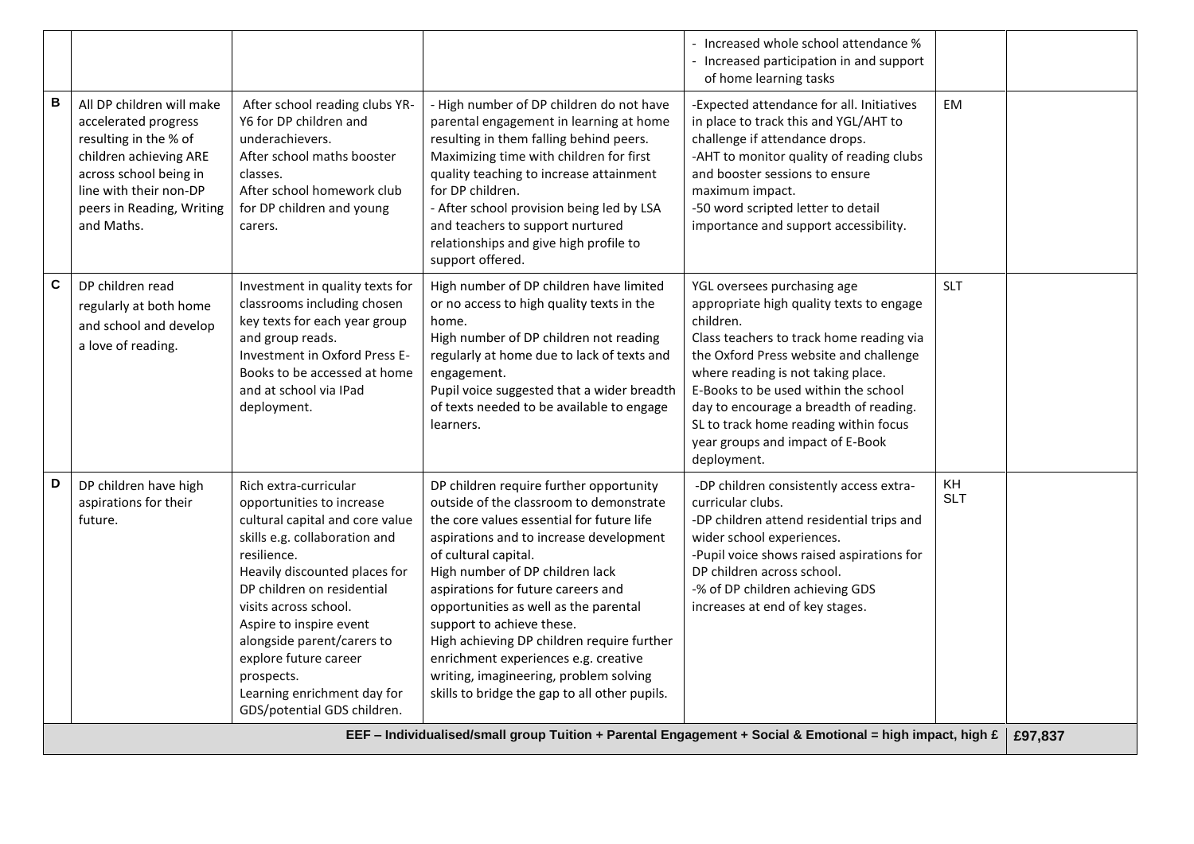| | | | | | | |
|---|---|---|---|---|---|---|
| | | | | - Increased whole school attendance %<br>- Increased participation in and support of home learning tasks | | |
| **B** | All DP children will make accelerated progress resulting in the % of children achieving ARE across school being in line with their non-DP peers in Reading, Writing and Maths. | After school reading clubs YR-Y6 for DP children and underachievers.<br>After school maths booster classes.<br>After school homework club for DP children and young carers. | - High number of DP children do not have parental engagement in learning at home resulting in them falling behind peers. Maximizing time with children for first quality teaching to increase attainment for DP children.<br>- After school provision being led by LSA and teachers to support nurtured relationships and give high profile to support offered. | -Expected attendance for all. Initiatives in place to track this and YGL/AHT to challenge if attendance drops.<br>-AHT to monitor quality of reading clubs and booster sessions to ensure maximum impact.<br>-50 word scripted letter to detail importance and support accessibility. | EM | |
| **C** | DP children read regularly at both home and school and develop a love of reading. | Investment in quality texts for classrooms including chosen key texts for each year group and group reads.<br>Investment in Oxford Press E-Books to be accessed at home and at school via IPad deployment. | High number of DP children have limited or no access to high quality texts in the home.<br>High number of DP children not reading regularly at home due to lack of texts and engagement.<br>Pupil voice suggested that a wider breadth of texts needed to be available to engage learners. | YGL oversees purchasing age appropriate high quality texts to engage children.<br>Class teachers to track home reading via the Oxford Press website and challenge where reading is not taking place.<br>E-Books to be used within the school day to encourage a breadth of reading.<br>SL to track home reading within focus year groups and impact of E-Book deployment. | SLT | |
| **D** | DP children have high aspirations for their future. | Rich extra-curricular opportunities to increase cultural capital and core value skills e.g. collaboration and resilience.<br>Heavily discounted places for DP children on residential visits across school.<br>Aspire to inspire event alongside parent/carers to explore future career prospects.<br>Learning enrichment day for GDS/potential GDS children. | DP children require further opportunity outside of the classroom to demonstrate the core values essential for future life aspirations and to increase development of cultural capital.<br>High number of DP children lack aspirations for future careers and opportunities as well as the parental support to achieve these.<br>High achieving DP children require further enrichment experiences e.g. creative writing, imagineering, problem solving skills to bridge the gap to all other pupils. | -DP children consistently access extra-curricular clubs.<br>-DP children attend residential trips and wider school experiences.<br>-Pupil voice shows raised aspirations for DP children across school.<br>-% of DP children achieving GDS increases at end of key stages. | KH<br>SLT | |
| | | | | | **EEF – Individualised/small group Tuition + Parental Engagement + Social & Emotional = high impact, high £** | **£97,837** |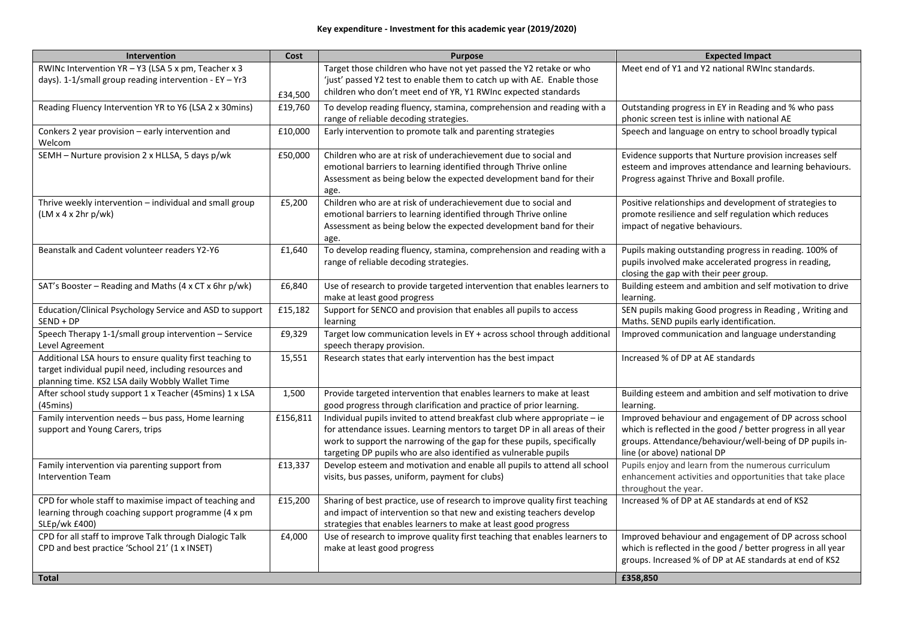**Key expenditure - Investment for this academic year (2019/2020)**

| Intervention | Cost | Purpose | Expected Impact |
|---|---|---|---|
| RWINc Intervention YR – Y3 (LSA 5 x pm, Teacher x 3 days). 1-1/small group reading intervention - EY – Yr3 | £34,500 | Target those children who have not yet passed the Y2 retake or who 'just' passed Y2 test to enable them to catch up with AE. Enable those children who don't meet end of YR, Y1 RWInc expected standards | Meet end of Y1 and Y2 national RWInc standards. |
| Reading Fluency Intervention YR to Y6 (LSA 2 x 30mins) | £19,760 | To develop reading fluency, stamina, comprehension and reading with a range of reliable decoding strategies. | Outstanding progress in EY in Reading and % who pass phonic screen test is inline with national AE |
| Conkers 2 year provision – early intervention and Welcom | £10,000 | Early intervention to promote talk and parenting strategies | Speech and language on entry to school broadly typical |
| SEMH – Nurture provision 2 x HLLSA, 5 days p/wk | £50,000 | Children who are at risk of underachievement due to social and emotional barriers to learning identified through Thrive online Assessment as being below the expected development band for their age. | Evidence supports that Nurture provision increases self esteem and improves attendance and learning behaviours. Progress against Thrive and Boxall profile. |
| Thrive weekly intervention – individual and small group (LM x 4 x 2hr p/wk) | £5,200 | Children who are at risk of underachievement due to social and emotional barriers to learning identified through Thrive online Assessment as being below the expected development band for their age. | Positive relationships and development of strategies to promote resilience and self regulation which reduces impact of negative behaviours. |
| Beanstalk and Cadent volunteer readers Y2-Y6 | £1,640 | To develop reading fluency, stamina, comprehension and reading with a range of reliable decoding strategies. | Pupils making outstanding progress in reading. 100% of pupils involved make accelerated progress in reading, closing the gap with their peer group. |
| SAT's Booster – Reading and Maths (4 x CT x 6hr p/wk) | £6,840 | Use of research to provide targeted intervention that enables learners to make at least good progress | Building esteem and ambition and self motivation to drive learning. |
| Education/Clinical Psychology Service and ASD to support SEND + DP | £15,182 | Support for SENCO and provision that enables all pupils to access learning | SEN pupils making Good progress in Reading , Writing and Maths. SEND pupils early identification. |
| Speech Therapy 1-1/small group intervention – Service Level Agreement | £9,329 | Target low communication levels in EY + across school through additional speech therapy provision. | Improved communication and language understanding |
| Additional LSA hours to ensure quality first teaching to target individual pupil need, including resources and planning time. KS2 LSA daily Wobbly Wallet Time | 15,551 | Research states that early intervention has the best impact | Increased % of DP at AE standards |
| After school study support 1 x Teacher (45mins) 1 x LSA (45mins) | 1,500 | Provide targeted intervention that enables learners to make at least good progress through clarification and practice of prior learning. | Building esteem and ambition and self motivation to drive learning. |
| Family intervention needs – bus pass, Home learning support and Young Carers, trips | £156,811 | Individual pupils invited to attend breakfast club where appropriate – ie for attendance issues. Learning mentors to target DP in all areas of their work to support the narrowing of the gap for these pupils, specifically targeting DP pupils who are also identified as vulnerable pupils | Improved behaviour and engagement of DP across school which is reflected in the good / better progress in all year groups. Attendance/behaviour/well-being of DP pupils in-line (or above) national DP |
| Family intervention via parenting support from Intervention Team | £13,337 | Develop esteem and motivation and enable all pupils to attend all school visits, bus passes, uniform, payment for clubs) | Pupils enjoy and learn from the numerous curriculum enhancement activities and opportunities that take place throughout the year. |
| CPD for whole staff to maximise impact of teaching and learning through coaching support programme (4 x pm SLEp/wk £400) | £15,200 | Sharing of best practice, use of research to improve quality first teaching and impact of intervention so that new and existing teachers develop strategies that enables learners to make at least good progress | Increased % of DP at AE standards at end of KS2 |
| CPD for all staff to improve Talk through Dialogic Talk CPD and best practice 'School 21' (1 x INSET) | £4,000 | Use of research to improve quality first teaching that enables learners to make at least good progress | Improved behaviour and engagement of DP across school which is reflected in the good / better progress in all year groups. Increased % of DP at AE standards at end of KS2 |
| **Total** | | | **£358,850** |